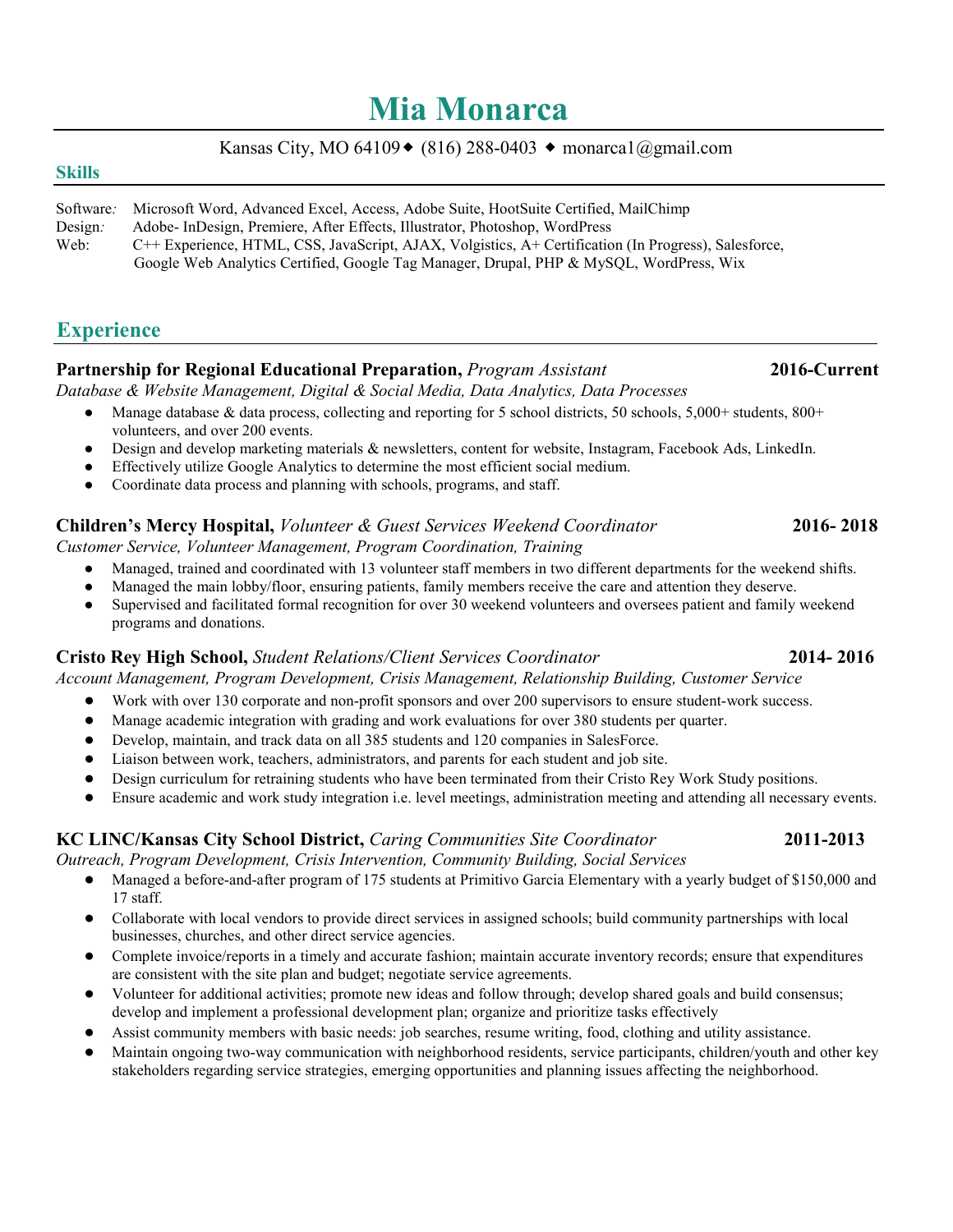# Mia Monarca

Kansas City, MO 64109 ◆ (816) 288-0403 ◆ monarca1@gmail.com

## Skills

Software: Microsoft Word, Advanced Excel, Access, Adobe Suite, HootSuite Certified, MailChimp
Design: Adobe- InDesign, Premiere, After Effects, Illustrator, Photoshop, WordPress
Web: C++ Experience, HTML, CSS, JavaScript, AJAX, Volgistics, A+ Certification (In Progress), Salesforce, Google Web Analytics Certified, Google Tag Manager, Drupal, PHP & MySQL, WordPress, Wix

## Experience

**Partnership for Regional Educational Preparation,** *Program Assistant* **2016-Current**
*Database & Website Management, Digital & Social Media, Data Analytics, Data Processes*

- Manage database & data process, collecting and reporting for 5 school districts, 50 schools, 5,000+ students, 800+ volunteers, and over 200 events.
- Design and develop marketing materials & newsletters, content for website, Instagram, Facebook Ads, LinkedIn.
- Effectively utilize Google Analytics to determine the most efficient social medium.
- Coordinate data process and planning with schools, programs, and staff.

**Children's Mercy Hospital,** *Volunteer & Guest Services Weekend Coordinator* **2016- 2018**
*Customer Service, Volunteer Management, Program Coordination, Training*

- Managed, trained and coordinated with 13 volunteer staff members in two different departments for the weekend shifts.
- Managed the main lobby/floor, ensuring patients, family members receive the care and attention they deserve.
- Supervised and facilitated formal recognition for over 30 weekend volunteers and oversees patient and family weekend programs and donations.

**Cristo Rey High School,** *Student Relations/Client Services Coordinator* **2014- 2016**
*Account Management, Program Development, Crisis Management, Relationship Building, Customer Service*

- Work with over 130 corporate and non-profit sponsors and over 200 supervisors to ensure student-work success.
- Manage academic integration with grading and work evaluations for over 380 students per quarter.
- Develop, maintain, and track data on all 385 students and 120 companies in SalesForce.
- Liaison between work, teachers, administrators, and parents for each student and job site.
- Design curriculum for retraining students who have been terminated from their Cristo Rey Work Study positions.
- Ensure academic and work study integration i.e. level meetings, administration meeting and attending all necessary events.

**KC LINC/Kansas City School District,** *Caring Communities Site Coordinator* **2011-2013**
*Outreach, Program Development, Crisis Intervention, Community Building, Social Services*

- Managed a before-and-after program of 175 students at Primitivo Garcia Elementary with a yearly budget of $150,000 and 17 staff.
- Collaborate with local vendors to provide direct services in assigned schools; build community partnerships with local businesses, churches, and other direct service agencies.
- Complete invoice/reports in a timely and accurate fashion; maintain accurate inventory records; ensure that expenditures are consistent with the site plan and budget; negotiate service agreements.
- Volunteer for additional activities; promote new ideas and follow through; develop shared goals and build consensus; develop and implement a professional development plan; organize and prioritize tasks effectively
- Assist community members with basic needs: job searches, resume writing, food, clothing and utility assistance.
- Maintain ongoing two-way communication with neighborhood residents, service participants, children/youth and other key stakeholders regarding service strategies, emerging opportunities and planning issues affecting the neighborhood.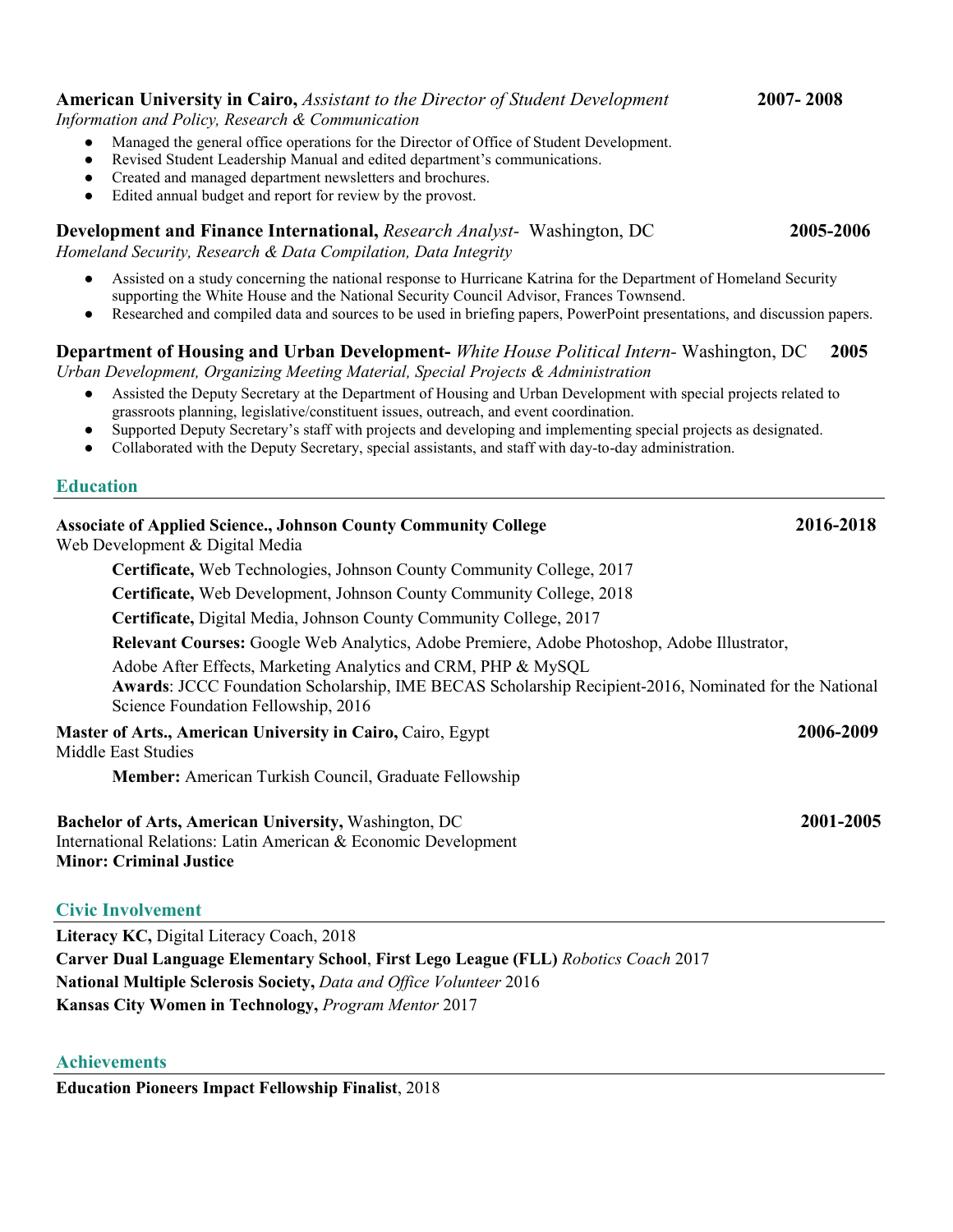**American University in Cairo,** *Assistant to the Director of Student Development* **2007- 2008**
*Information and Policy, Research & Communication*

- Managed the general office operations for the Director of Office of Student Development.
- Revised Student Leadership Manual and edited department's communications.
- Created and managed department newsletters and brochures.
- Edited annual budget and report for review by the provost.

**Development and Finance International,** *Research Analyst-* Washington, DC **2005-2006**
*Homeland Security, Research & Data Compilation, Data Integrity*

- Assisted on a study concerning the national response to Hurricane Katrina for the Department of Homeland Security supporting the White House and the National Security Council Advisor, Frances Townsend.
- Researched and compiled data and sources to be used in briefing papers, PowerPoint presentations, and discussion papers.

**Department of Housing and Urban Development-** *White House Political Intern-* Washington, DC **2005**
*Urban Development, Organizing Meeting Material, Special Projects & Administration*

- Assisted the Deputy Secretary at the Department of Housing and Urban Development with special projects related to grassroots planning, legislative/constituent issues, outreach, and event coordination.
- Supported Deputy Secretary's staff with projects and developing and implementing special projects as designated.
- Collaborated with the Deputy Secretary, special assistants, and staff with day-to-day administration.

## Education

**Associate of Applied Science., Johnson County Community College** **2016-2018**
Web Development & Digital Media

**Certificate,** Web Technologies, Johnson County Community College, 2017

**Certificate,** Web Development, Johnson County Community College, 2018

**Certificate,** Digital Media, Johnson County Community College, 2017

**Relevant Courses:** Google Web Analytics, Adobe Premiere, Adobe Photoshop, Adobe Illustrator, Adobe After Effects, Marketing Analytics and CRM, PHP & MySQL

**Awards**: JCCC Foundation Scholarship, IME BECAS Scholarship Recipient-2016, Nominated for the National Science Foundation Fellowship, 2016

**Master of Arts., American University in Cairo,** Cairo, Egypt **2006-2009**
Middle East Studies

**Member:** American Turkish Council, Graduate Fellowship

**Bachelor of Arts, American University,** Washington, DC **2001-2005**
International Relations: Latin American & Economic Development
**Minor: Criminal Justice**

## Civic Involvement

**Literacy KC,** Digital Literacy Coach, 2018
**Carver Dual Language Elementary School**, **First Lego League (FLL)** *Robotics Coach* 2017
**National Multiple Sclerosis Society,** *Data and Office Volunteer* 2016
**Kansas City Women in Technology,** *Program Mentor* 2017

## Achievements

**Education Pioneers Impact Fellowship Finalist**, 2018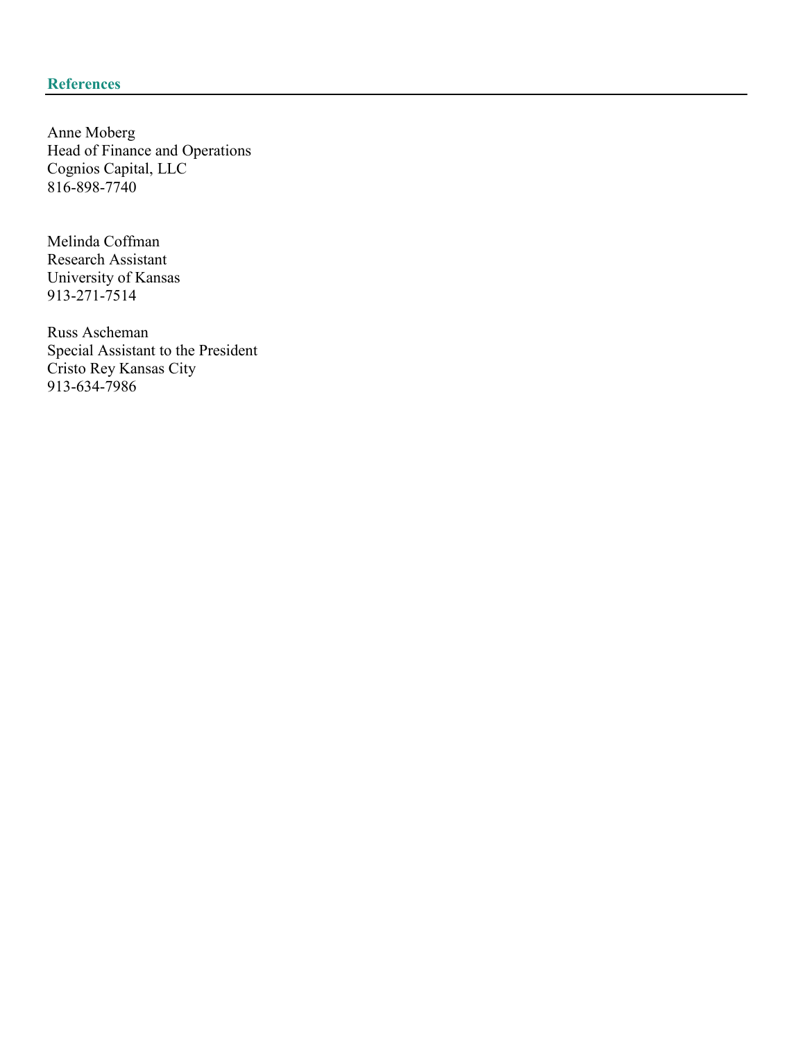## References

Anne Moberg
Head of Finance and Operations
Cognios Capital, LLC
816-898-7740

Melinda Coffman
Research Assistant
University of Kansas
913-271-7514

Russ Ascheman
Special Assistant to the President
Cristo Rey Kansas City
913-634-7986